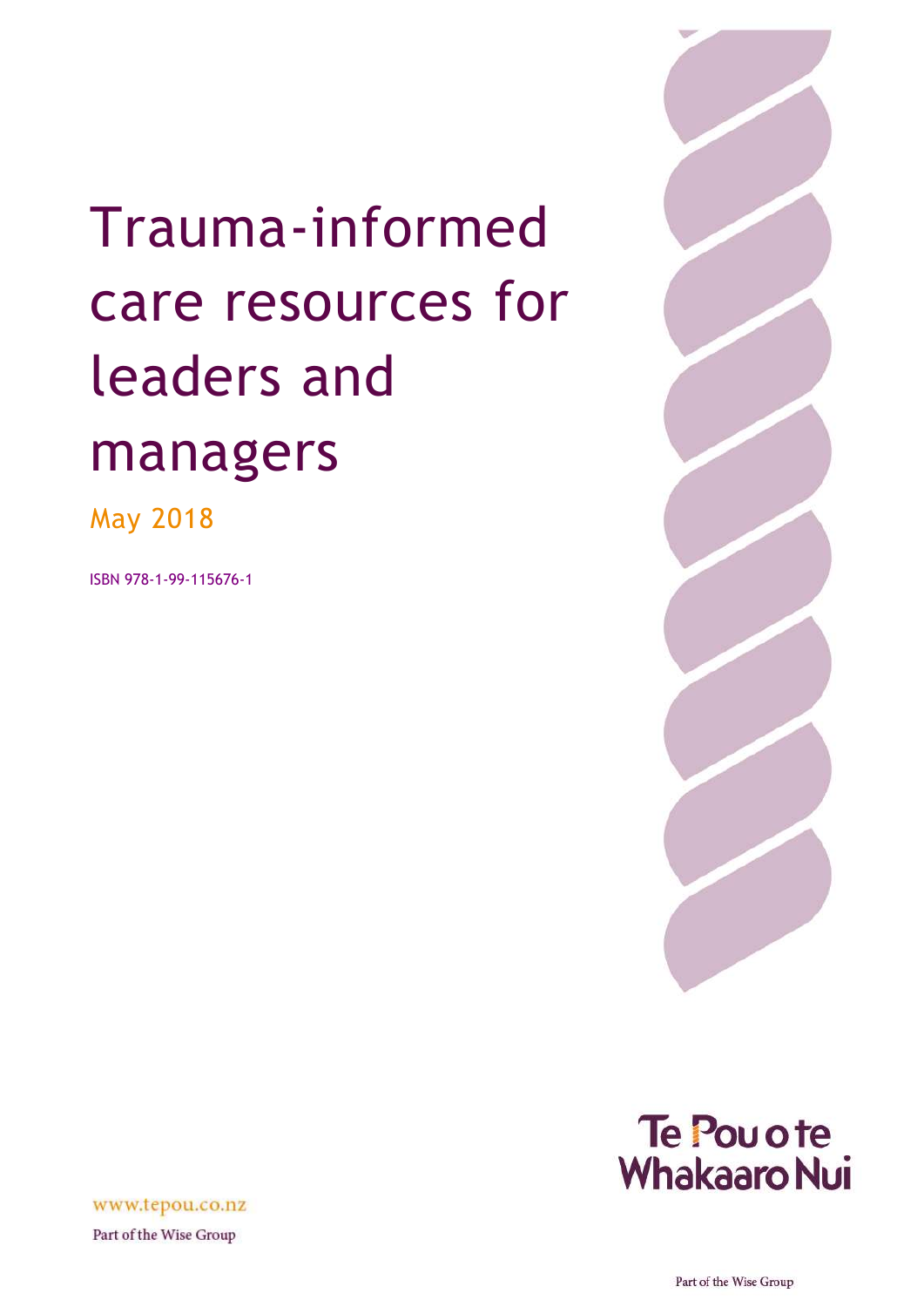# Trauma-informed care resources for leaders and managers

May 2018

ISBN 978-1-99-115676-1

Te Pou o te Whakaaro Nui

www.tepou.co.nz

Part of the Wise Group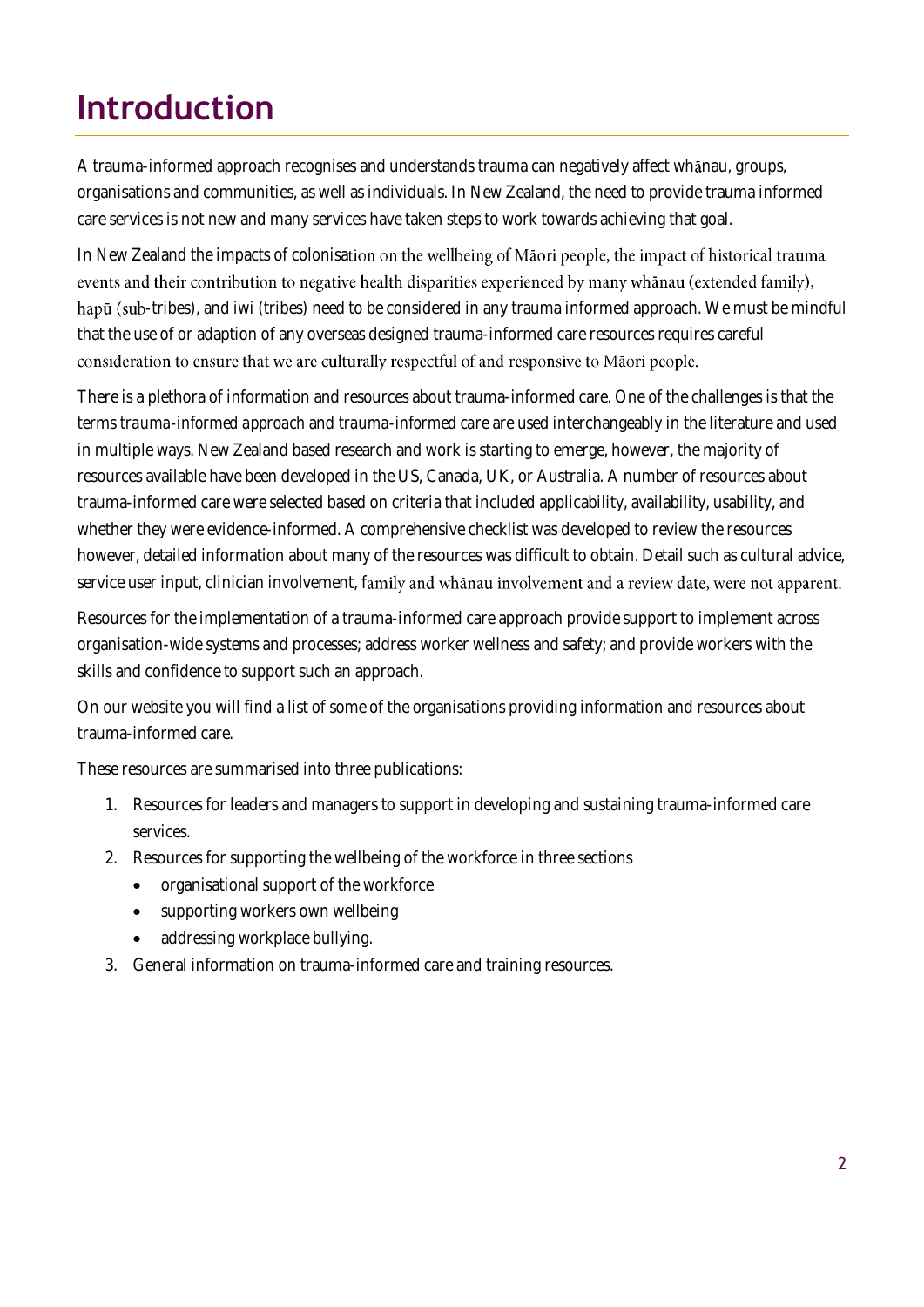# Introduction

A trauma-informed approach recognises and understands trauma can negatively affect whānau, groups, organisations and communities, as well as individuals. In New Zealand, the need to provide trauma informed care services is not new and many services have taken steps to work towards achieving that goal.

In New Zealand the impacts of colonisation on the wellbeing of Māori people, the impact of historical trauma events and their contribution to negative health disparities experienced by many whānau (extended family), hapū (sub-tribes), and iwi (tribes) need to be considered in any trauma informed approach. We must be mindful that the use of or adaption of any overseas designed trauma-informed care resources requires careful consideration to ensure that we are culturally respectful of and responsive to Māori people.

There is a plethora of information and resources about trauma-informed care. One of the challenges is that the terms *trauma-informed approach* and *trauma-informed care* are used interchangeably in the literature and used in multiple ways. New Zealand based research and work is starting to emerge, however, the majority of resources available have been developed in the US, Canada, UK, or Australia. A number of resources about trauma-informed care were selected based on criteria that included applicability, availability, usability, and whether they were evidence-informed. A comprehensive checklist was developed to review the resources however, detailed information about many of the resources was difficult to obtain. Detail such as cultural advice, service user input, clinician involvement, family and whānau involvement and a review date, were not apparent.

Resources for the implementation of a trauma-informed care approach provide support to implement across organisation-wide systems and processes; address worker wellness and safety; and provide workers with the skills and confidence to support such an approach.

On our website you will find a list of some of the organisations providing information and resources about trauma-informed care.

These resources are summarised into three publications:

1. Resources for leaders and managers to support in developing and sustaining trauma-informed care services.
2. Resources for supporting the wellbeing of the workforce in three sections
   - organisational support of the workforce
   - supporting workers own wellbeing
   - addressing workplace bullying.
3. General information on trauma-informed care and training resources.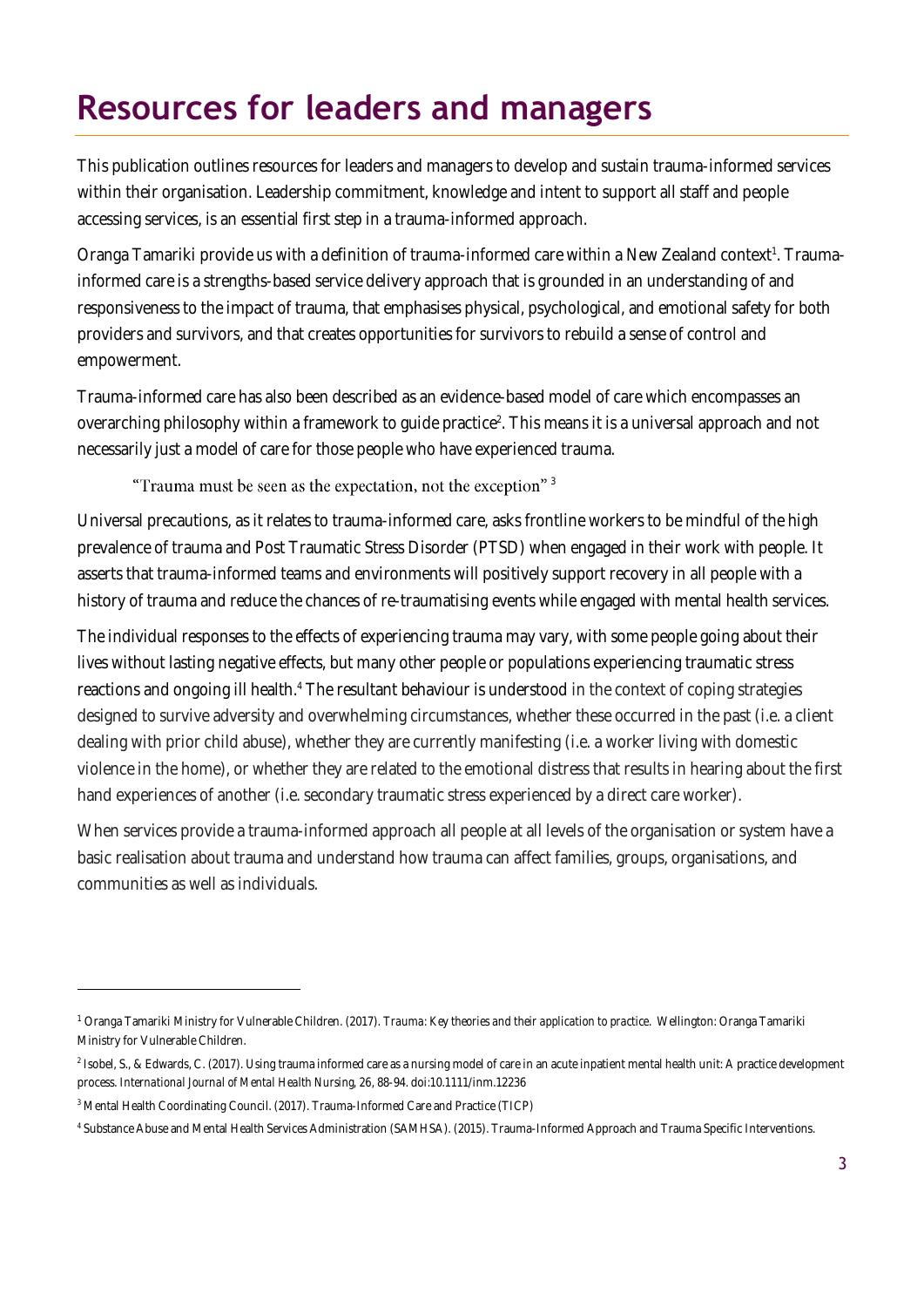# Resources for leaders and managers

This publication outlines resources for leaders and managers to develop and sustain trauma-informed services within their organisation. Leadership commitment, knowledge and intent to support all staff and people accessing services, is an essential first step in a trauma-informed approach.

Oranga Tamariki provide us with a definition of trauma-informed care within a New Zealand context[1]. Trauma-informed care is a strengths-based service delivery approach that is grounded in an understanding of and responsiveness to the impact of trauma, that emphasises physical, psychological, and emotional safety for both providers and survivors, and that creates opportunities for survivors to rebuild a sense of control and empowerment.

Trauma-informed care has also been described as an evidence-based model of care which encompasses an overarching philosophy within a framework to guide practice[2]. This means it is a universal approach and not necessarily just a model of care for those people who have experienced trauma.

> "Trauma must be seen as the expectation, not the exception" [3]

Universal precautions, as it relates to trauma-informed care, asks frontline workers to be mindful of the high prevalence of trauma and Post Traumatic Stress Disorder (PTSD) when engaged in their work with people. It asserts that trauma-informed teams and environments will positively support recovery in all people with a history of trauma and reduce the chances of re-traumatising events while engaged with mental health services.

The individual responses to the effects of experiencing trauma may vary, with some people going about their lives without lasting negative effects, but many other people or populations experiencing traumatic stress reactions and ongoing ill health.[4] The resultant behaviour is understood in the context of coping strategies designed to survive adversity and overwhelming circumstances, whether these occurred in the past (i.e. a client dealing with prior child abuse), whether they are currently manifesting (i.e. a worker living with domestic violence in the home), or whether they are related to the emotional distress that results in hearing about the first hand experiences of another (i.e. secondary traumatic stress experienced by a direct care worker).

When services provide a trauma-informed approach all people at all levels of the organisation or system have a basic realisation about trauma and understand how trauma can affect families, groups, organisations, and communities as well as individuals.

---

[1] Oranga Tamariki Ministry for Vulnerable Children. (2017). *Trauma: Key theories and their application to practice.* Wellington: Oranga Tamariki Ministry for Vulnerable Children.

[2] Isobel, S., & Edwards, C. (2017). Using trauma informed care as a nursing model of care in an acute inpatient mental health unit: A practice development process. *International Journal of Mental Health Nursing, 26*, 88-94. doi:10.1111/inm.12236

[3] Mental Health Coordinating Council. (2017). Trauma-Informed Care and Practice (TICP)

[4] Substance Abuse and Mental Health Services Administration (SAMHSA). (2015). Trauma-Informed Approach and Trauma Specific Interventions.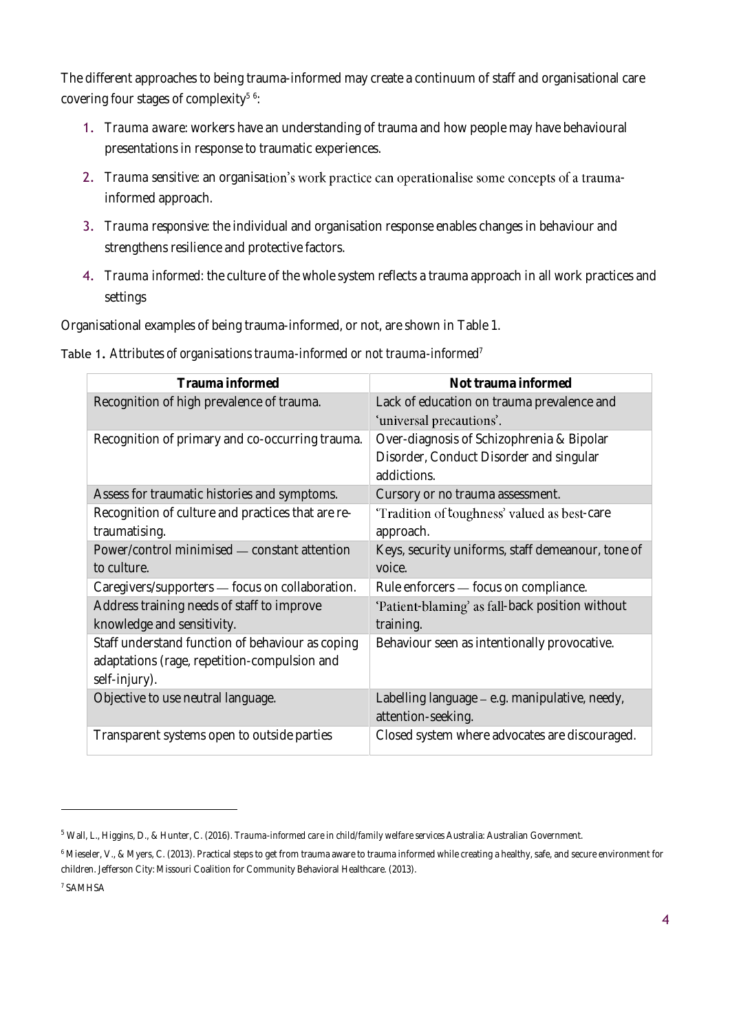The different approaches to being trauma-informed may create a continuum of staff and organisational care covering four stages of complexity[5][6]:

1. *Trauma aware*: workers have an understanding of trauma and how people may have behavioural presentations in response to traumatic experiences.
2. *Trauma sensitive*: an organisation's work practice can operationalise some concepts of a trauma-informed approach.
3. *Trauma responsive*: the individual and organisation response enables changes in behaviour and strengthens resilience and protective factors.
4. *Trauma informed*: the culture of the whole system reflects a trauma approach in all work practices and settings

Organisational examples of being trauma-informed, or not, are shown in Table 1.

Table 1. *Attributes of organisations trauma-informed or not trauma-informed*[7]

| Trauma informed | Not trauma informed |
|---|---|
| Recognition of high prevalence of trauma. | Lack of education on trauma prevalence and 'universal precautions'. |
| Recognition of primary and co-occurring trauma. | Over-diagnosis of Schizophrenia & Bipolar Disorder, Conduct Disorder and singular addictions. |
| Assess for traumatic histories and symptoms. | Cursory or no trauma assessment. |
| Recognition of culture and practices that are re-traumatising. | 'Tradition of toughness' valued as best-care approach. |
| Power/control minimised — constant attention to culture. | Keys, security uniforms, staff demeanour, tone of voice. |
| Caregivers/supporters — focus on collaboration. | Rule enforcers — focus on compliance. |
| Address training needs of staff to improve knowledge and sensitivity. | 'Patient-blaming' as fall-back position without training. |
| Staff understand function of behaviour as coping adaptations (rage, repetition-compulsion and self-injury). | Behaviour seen as intentionally provocative. |
| Objective to use neutral language. | Labelling language – e.g. manipulative, needy, attention-seeking. |
| Transparent systems open to outside parties | Closed system where advocates are discouraged. |

---

[5] Wall, L., Higgins, D., & Hunter, C. (2016). *Trauma-informed care in child/family welfare services* Australia: Australian Government.

[6] Mieseler, V., & Myers, C. (2013). Practical steps to get from trauma aware to trauma informed while creating a healthy, safe, and secure environment for children. Jefferson City: Missouri Coalition for Community Behavioral Healthcare. (2013).

[7] SAMHSA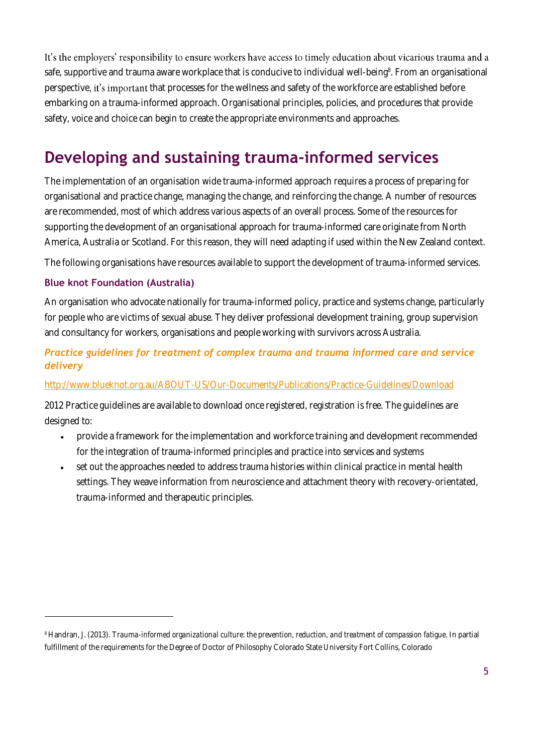It's the employers' responsibility to ensure workers have access to timely education about vicarious trauma and a safe, supportive and trauma aware workplace that is conducive to individual well-being[8]. From an organisational perspective, it's important that processes for the wellness and safety of the workforce are established before embarking on a trauma-informed approach. Organisational principles, policies, and procedures that provide safety, voice and choice can begin to create the appropriate environments and approaches.

## Developing and sustaining trauma-informed services

The implementation of an organisation wide trauma-informed approach requires a process of preparing for organisational and practice change, managing the change, and reinforcing the change. A number of resources are recommended, most of which address various aspects of an overall process. Some of the resources for supporting the development of an organisational approach for trauma-informed care originate from North America, Australia or Scotland. For this reason, they will need adapting if used within the New Zealand context.

The following organisations have resources available to support the development of trauma-informed services.

### Blue knot Foundation (Australia)

An organisation who advocate nationally for trauma-informed policy, practice and systems change, particularly for people who are victims of sexual abuse. They deliver professional development training, group supervision and consultancy for workers, organisations and people working with survivors across Australia.

#### *Practice guidelines for treatment of complex trauma and trauma informed care and service delivery*

http://www.blueknot.org.au/ABOUT-US/Our-Documents/Publications/Practice-Guidelines/Download

2012 Practice guidelines are available to download once registered, registration is free. The guidelines are designed to:

- provide a framework for the implementation and workforce training and development recommended for the integration of trauma-informed principles and practice into services and systems
- set out the approaches needed to address trauma histories within clinical practice in mental health settings. They weave information from neuroscience and attachment theory with recovery-orientated, trauma-informed and therapeutic principles.

---

[8] Handran, J. (2013). *Trauma-informed organizational culture: the prevention, reduction, and treatment of compassion fatigue*. In partial fulfillment of the requirements for the Degree of Doctor of Philosophy Colorado State University Fort Collins, Colorado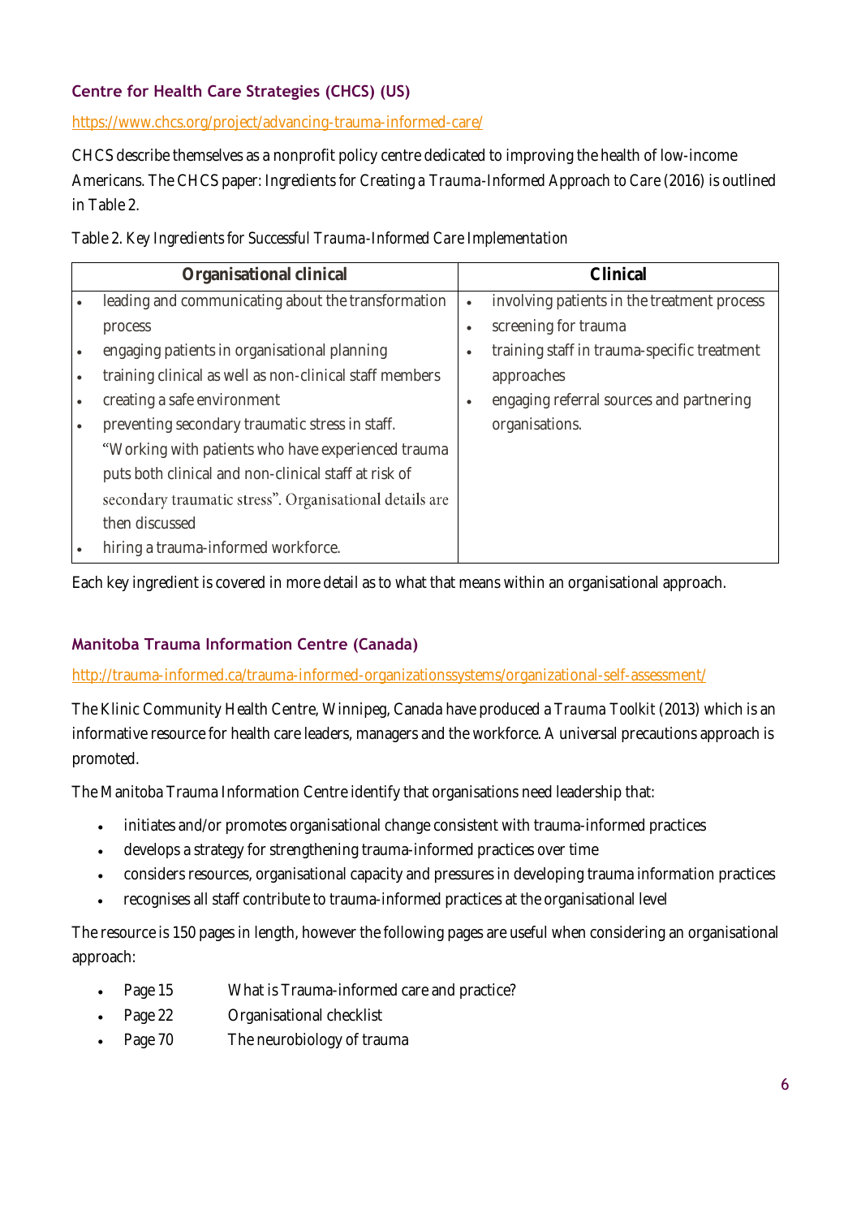### Centre for Health Care Strategies (CHCS) (US)

https://www.chcs.org/project/advancing-trauma-informed-care/

CHCS describe themselves as a nonprofit policy centre dedicated to improving the health of low-income Americans. The CHCS paper: *Ingredients for Creating a Trauma-Informed Approach to Care* (2016) is outlined in Table 2.

Table 2. *Key Ingredients for Successful Trauma-Informed Care Implementation*

| Organisational clinical | Clinical |
|---|---|
| • leading and communicating about the transformation process<br>• engaging patients in organisational planning<br>• training clinical as well as non-clinical staff members<br>• creating a safe environment<br>• preventing secondary traumatic stress in staff. "Working with patients who have experienced trauma puts both clinical and non-clinical staff at risk of secondary traumatic stress". Organisational details are then discussed<br>• hiring a trauma-informed workforce. | • involving patients in the treatment process<br>• screening for trauma<br>• training staff in trauma-specific treatment approaches<br>• engaging referral sources and partnering organisations. |

Each key ingredient is covered in more detail as to what that means within an organisational approach.

### Manitoba Trauma Information Centre (Canada)

http://trauma-informed.ca/trauma-informed-organizationssystems/organizational-self-assessment/

The Klinic Community Health Centre, Winnipeg, Canada have produced a *Trauma Toolkit* (2013) which is an informative resource for health care leaders, managers and the workforce. A universal precautions approach is promoted.

The Manitoba Trauma Information Centre identify that organisations need leadership that:

- initiates and/or promotes organisational change consistent with trauma-informed practices
- develops a strategy for strengthening trauma-informed practices over time
- considers resources, organisational capacity and pressures in developing trauma information practices
- recognises all staff contribute to trauma-informed practices at the organisational level

The resource is 150 pages in length, however the following pages are useful when considering an organisational approach:

- Page 15 What is Trauma-informed care and practice?
- Page 22 Organisational checklist
- Page 70 The neurobiology of trauma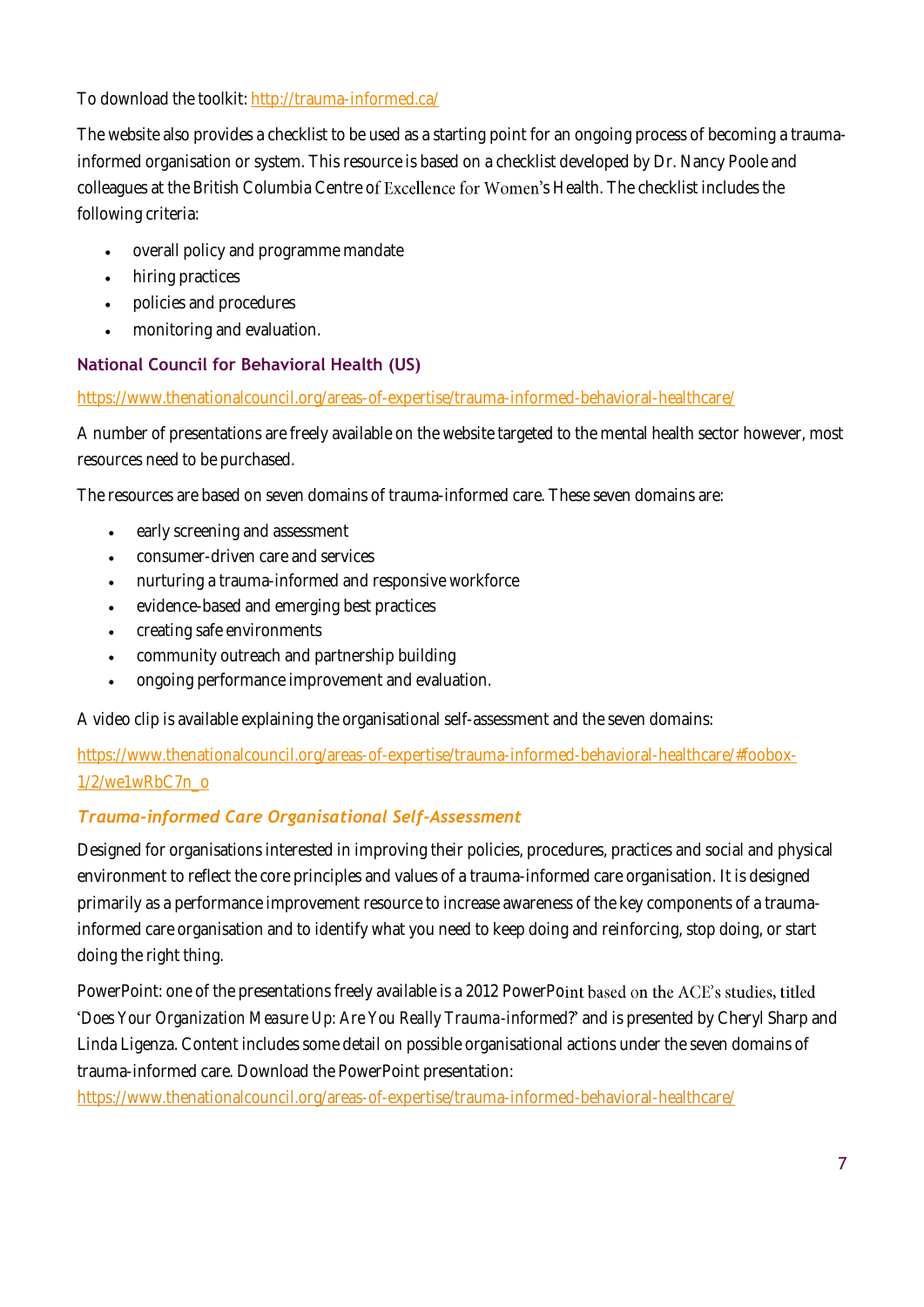To download the toolkit: http://trauma-informed.ca/

The website also provides a checklist to be used as a starting point for an ongoing process of becoming a trauma-informed organisation or system. This resource is based on a checklist developed by Dr. Nancy Poole and colleagues at the British Columbia Centre of Excellence for Women's Health. The checklist includes the following criteria:

- overall policy and programme mandate
- hiring practices
- policies and procedures
- monitoring and evaluation.

### National Council for Behavioral Health (US)

https://www.thenationalcouncil.org/areas-of-expertise/trauma-informed-behavioral-healthcare/

A number of presentations are freely available on the website targeted to the mental health sector however, most resources need to be purchased.

The resources are based on seven domains of trauma-informed care. These seven domains are:

- early screening and assessment
- consumer-driven care and services
- nurturing a trauma-informed and responsive workforce
- evidence-based and emerging best practices
- creating safe environments
- community outreach and partnership building
- ongoing performance improvement and evaluation.

A video clip is available explaining the organisational self-assessment and the seven domains:

https://www.thenationalcouncil.org/areas-of-expertise/trauma-informed-behavioral-healthcare/#foobox-1/2/we1wRbC7n_o

#### *Trauma-informed Care Organisational Self-Assessment*

Designed for organisations interested in improving their policies, procedures, practices and social and physical environment to reflect the core principles and values of a trauma-informed care organisation. It is designed primarily as a performance improvement resource to increase awareness of the key components of a trauma-informed care organisation and to identify what you need to keep doing and reinforcing, stop doing, or start doing the right thing.

PowerPoint: one of the presentations freely available is a 2012 PowerPoint based on the ACE's studies, titled '*Does Your Organization Measure Up: Are You Really Trauma-informed?*' and is presented by Cheryl Sharp and Linda Ligenza. Content includes some detail on possible organisational actions under the seven domains of trauma-informed care. Download the PowerPoint presentation:
https://www.thenationalcouncil.org/areas-of-expertise/trauma-informed-behavioral-healthcare/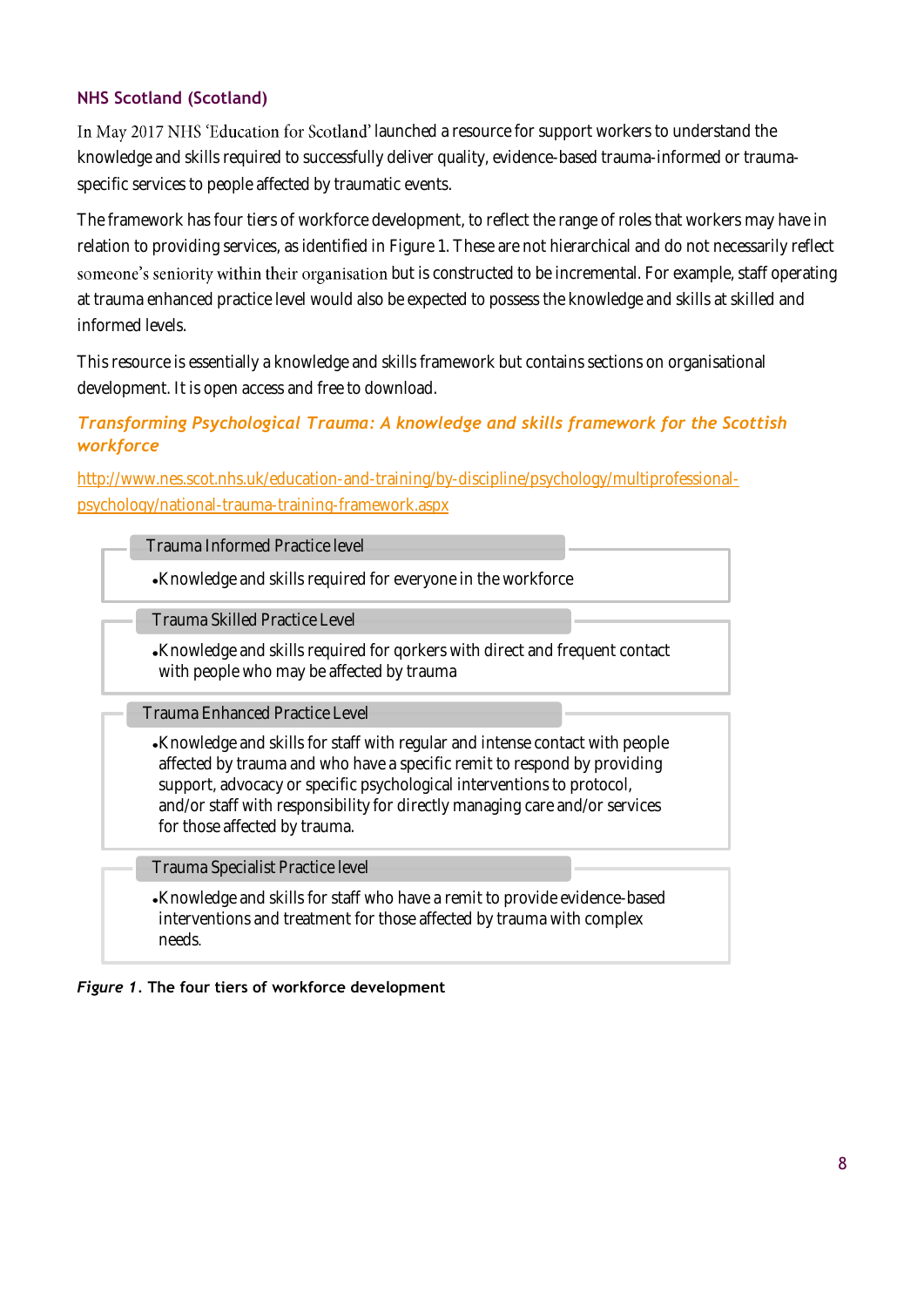### NHS Scotland (Scotland)

In May 2017 NHS 'Education for Scotland' launched a resource for support workers to understand the knowledge and skills required to successfully deliver quality, evidence-based trauma-informed or trauma-specific services to people affected by traumatic events.

The framework has four tiers of workforce development, to reflect the range of roles that workers may have in relation to providing services, as identified in Figure 1. These are not hierarchical and do not necessarily reflect someone's seniority within their organisation but is constructed to be incremental. For example, staff operating at trauma enhanced practice level would also be expected to possess the knowledge and skills at skilled and informed levels.

This resource is essentially a knowledge and skills framework but contains sections on organisational development. It is open access and free to download.

#### *Transforming Psychological Trauma: A knowledge and skills framework for the Scottish workforce*

http://www.nes.scot.nhs.uk/education-and-training/by-discipline/psychology/multiprofessional-psychology/national-trauma-training-framework.aspx

**Trauma Informed Practice level**

- Knowledge and skills required for everyone in the workforce

**Trauma Skilled Practice Level**

- Knowledge and skills required for qorkers with direct and frequent contact with people who may be affected by trauma

**Trauma Enhanced Practice Level**

- Knowledge and skills for staff with regular and intense contact with people affected by trauma and who have a specific remit to respond by providing support, advocacy or specific psychological interventions to protocol, and/or staff with responsibility for directly managing care and/or services for those affected by trauma.

**Trauma Specialist Practice level**

- Knowledge and skills for staff who have a remit to provide evidence-based interventions and treatment for those affected by trauma with complex needs.

***Figure 1*. The four tiers of workforce development**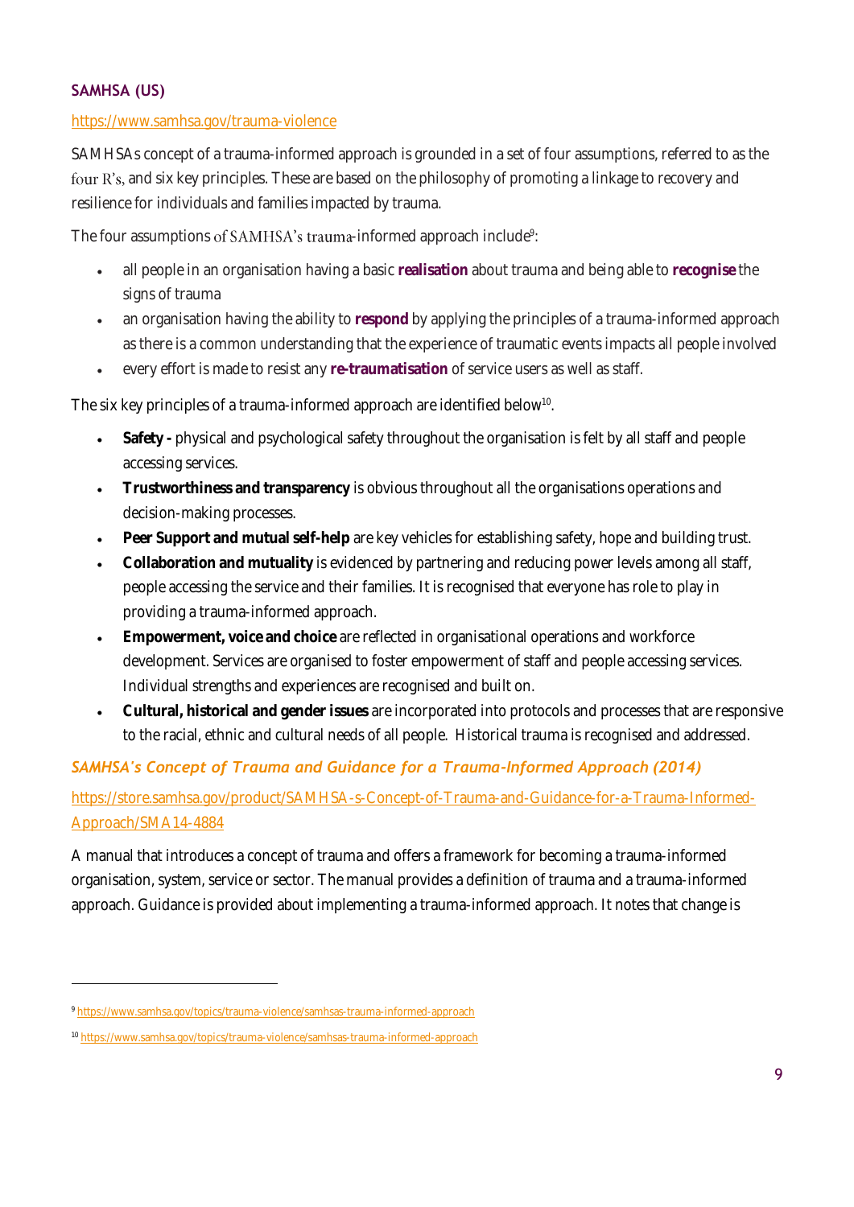### SAMHSA (US)

https://www.samhsa.gov/trauma-violence

SAMHSAs concept of a trauma-informed approach is grounded in a set of four assumptions, referred to as the four R's, and six key principles. These are based on the philosophy of promoting a linkage to recovery and resilience for individuals and families impacted by trauma.

The four assumptions of SAMHSA's trauma-informed approach include[9]:

- all people in an organisation having a basic **realisation** about trauma and being able to **recognise** the signs of trauma
- an organisation having the ability to **respond** by applying the principles of a trauma-informed approach as there is a common understanding that the experience of traumatic events impacts all people involved
- every effort is made to resist any **re-traumatisation** of service users as well as staff.

The six key principles of a trauma-informed approach are identified below[10].

- **Safety -** physical and psychological safety throughout the organisation is felt by all staff and people accessing services.
- **Trustworthiness and transparency** is obvious throughout all the organisations operations and decision-making processes.
- **Peer Support and mutual self-help** are key vehicles for establishing safety, hope and building trust.
- **Collaboration and mutuality** is evidenced by partnering and reducing power levels among all staff, people accessing the service and their families. It is recognised that everyone has role to play in providing a trauma-informed approach.
- **Empowerment, voice and choice** are reflected in organisational operations and workforce development. Services are organised to foster empowerment of staff and people accessing services. Individual strengths and experiences are recognised and built on.
- **Cultural, historical and gender issues** are incorporated into protocols and processes that are responsive to the racial, ethnic and cultural needs of all people. Historical trauma is recognised and addressed.

#### *SAMHSA's Concept of Trauma and Guidance for a Trauma-Informed Approach (2014)*

https://store.samhsa.gov/product/SAMHSA-s-Concept-of-Trauma-and-Guidance-for-a-Trauma-Informed-Approach/SMA14-4884

A manual that introduces a concept of trauma and offers a framework for becoming a trauma-informed organisation, system, service or sector. The manual provides a definition of trauma and a trauma-informed approach. Guidance is provided about implementing a trauma-informed approach. It notes that change is

---

[9] https://www.samhsa.gov/topics/trauma-violence/samhsas-trauma-informed-approach

[10] https://www.samhsa.gov/topics/trauma-violence/samhsas-trauma-informed-approach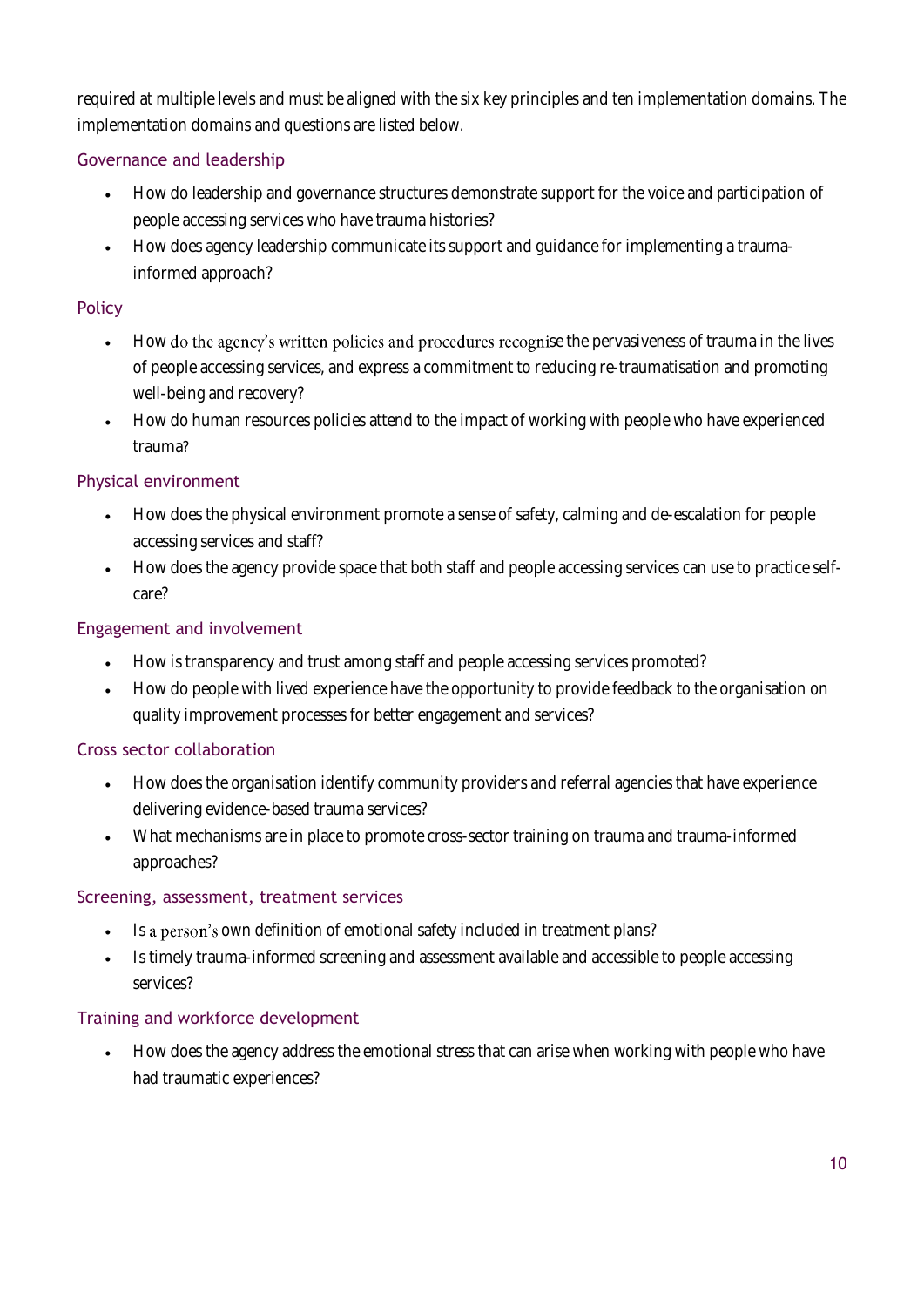required at multiple levels and must be aligned with the six key principles and ten implementation domains. The implementation domains and questions are listed below.

### Governance and leadership

- How do leadership and governance structures demonstrate support for the voice and participation of people accessing services who have trauma histories?
- How does agency leadership communicate its support and guidance for implementing a trauma-informed approach?

### Policy

- How do the agency's written policies and procedures recognise the pervasiveness of trauma in the lives of people accessing services, and express a commitment to reducing re-traumatisation and promoting well-being and recovery?
- How do human resources policies attend to the impact of working with people who have experienced trauma?

### Physical environment

- How does the physical environment promote a sense of safety, calming and de-escalation for people accessing services and staff?
- How does the agency provide space that both staff and people accessing services can use to practice self-care?

### Engagement and involvement

- How is transparency and trust among staff and people accessing services promoted?
- How do people with lived experience have the opportunity to provide feedback to the organisation on quality improvement processes for better engagement and services?

### Cross sector collaboration

- How does the organisation identify community providers and referral agencies that have experience delivering evidence-based trauma services?
- What mechanisms are in place to promote cross-sector training on trauma and trauma-informed approaches?

### Screening, assessment, treatment services

- Is a person's own definition of emotional safety included in treatment plans?
- Is timely trauma-informed screening and assessment available and accessible to people accessing services?

### Training and workforce development

- How does the agency address the emotional stress that can arise when working with people who have had traumatic experiences?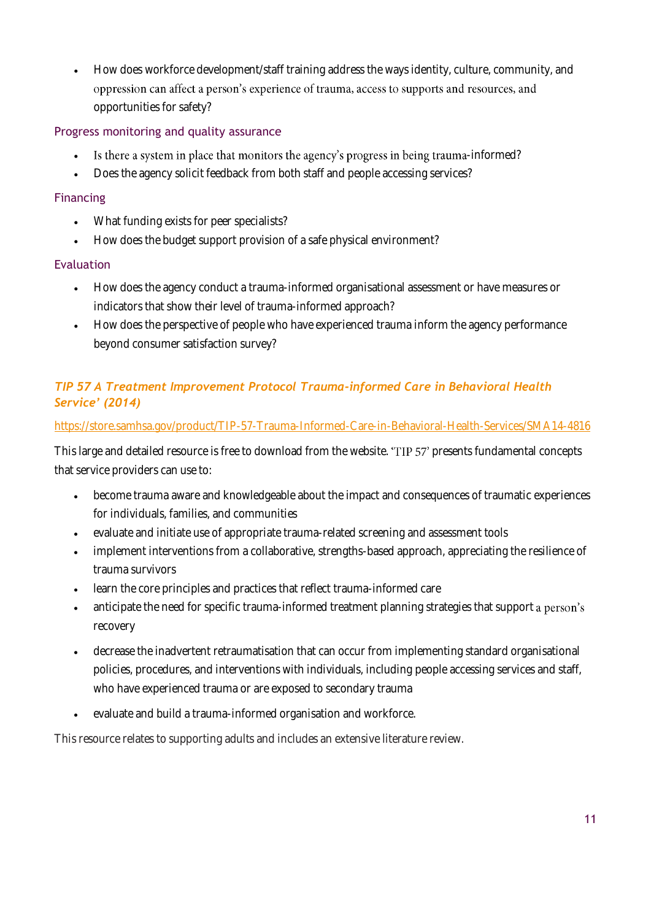- How does workforce development/staff training address the ways identity, culture, community, and oppression can affect a person's experience of trauma, access to supports and resources, and opportunities for safety?

### Progress monitoring and quality assurance

- Is there a system in place that monitors the agency's progress in being trauma-informed?
- Does the agency solicit feedback from both staff and people accessing services?

### Financing

- What funding exists for peer specialists?
- How does the budget support provision of a safe physical environment?

### Evaluation

- How does the agency conduct a trauma-informed organisational assessment or have measures or indicators that show their level of trauma-informed approach?
- How does the perspective of people who have experienced trauma inform the agency performance beyond consumer satisfaction survey?

## *TIP 57 A Treatment Improvement Protocol Trauma-informed Care in Behavioral Health Service' (2014)*

https://store.samhsa.gov/product/TIP-57-Trauma-Informed-Care-in-Behavioral-Health-Services/SMA14-4816

This large and detailed resource is free to download from the website. 'TIP 57' presents fundamental concepts that service providers can use to:

- become trauma aware and knowledgeable about the impact and consequences of traumatic experiences for individuals, families, and communities
- evaluate and initiate use of appropriate trauma-related screening and assessment tools
- implement interventions from a collaborative, strengths-based approach, appreciating the resilience of trauma survivors
- learn the core principles and practices that reflect trauma-informed care
- anticipate the need for specific trauma-informed treatment planning strategies that support a person's recovery
- decrease the inadvertent retraumatisation that can occur from implementing standard organisational policies, procedures, and interventions with individuals, including people accessing services and staff, who have experienced trauma or are exposed to secondary trauma
- evaluate and build a trauma-informed organisation and workforce.

This resource relates to supporting adults and includes an extensive literature review.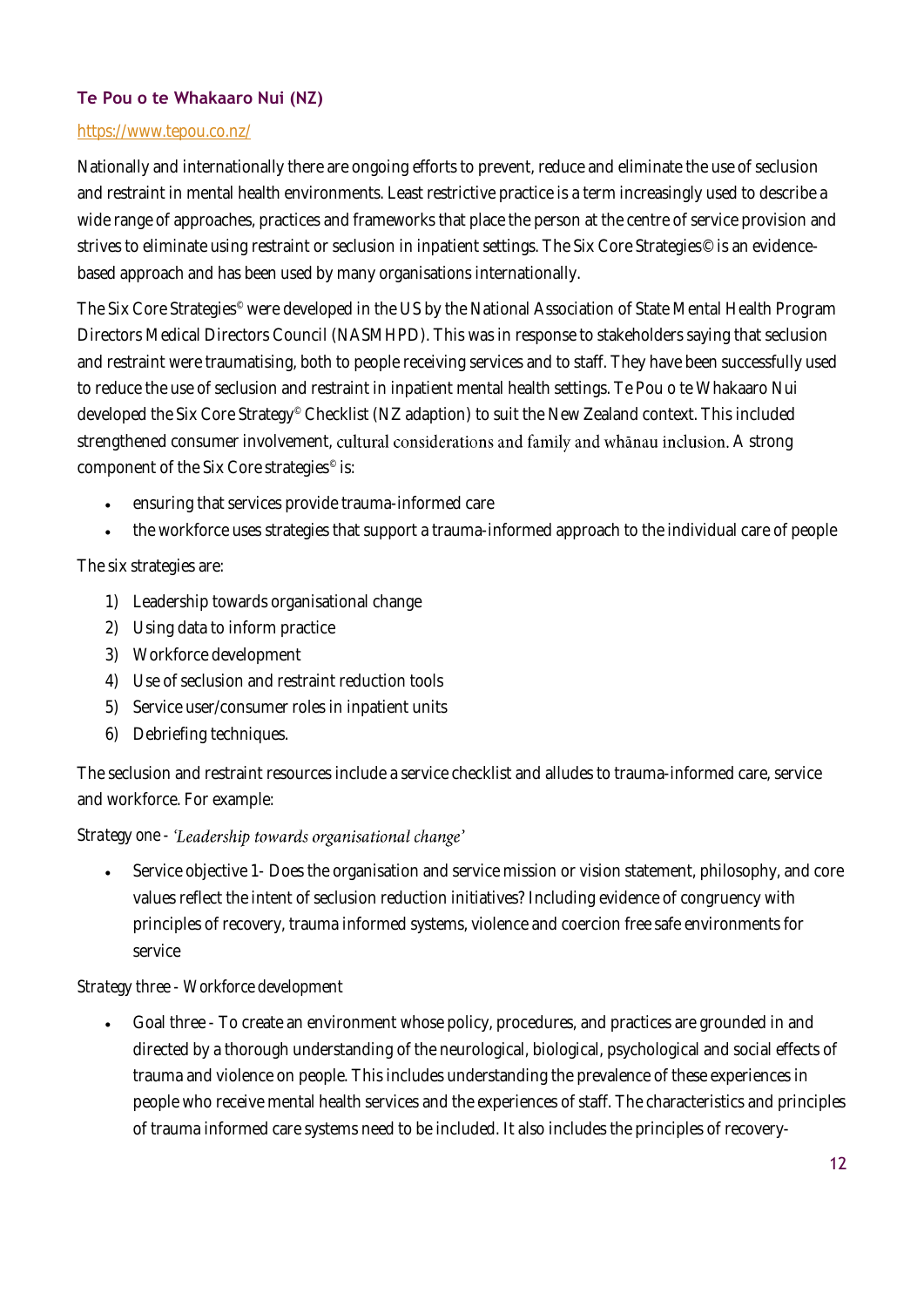### Te Pou o te Whakaaro Nui (NZ)

https://www.tepou.co.nz/

Nationally and internationally there are ongoing efforts to prevent, reduce and eliminate the use of seclusion and restraint in mental health environments. Least restrictive practice is a term increasingly used to describe a wide range of approaches, practices and frameworks that place the person at the centre of service provision and strives to eliminate using restraint or seclusion in inpatient settings. The Six Core Strategies© is an evidence-based approach and has been used by many organisations internationally.

The Six Core Strategies© were developed in the US by the National Association of State Mental Health Program Directors Medical Directors Council (NASMHPD). This was in response to stakeholders saying that seclusion and restraint were traumatising, both to people receiving services and to staff. They have been successfully used to reduce the use of seclusion and restraint in inpatient mental health settings. Te Pou o te Whakaaro Nui developed the Six Core Strategy© Checklist (NZ adaption) to suit the New Zealand context. This included strengthened consumer involvement, cultural considerations and family and whānau inclusion. A strong component of the Six Core strategies© is:

- ensuring that services provide trauma-informed care
- the workforce uses strategies that support a trauma-informed approach to the individual care of people

The six strategies are:

1) Leadership towards organisational change
2) Using data to inform practice
3) Workforce development
4) Use of seclusion and restraint reduction tools
5) Service user/consumer roles in inpatient units
6) Debriefing techniques.

The seclusion and restraint resources include a service checklist and alludes to trauma-informed care, service and workforce. For example:

*Strategy one - 'Leadership towards organisational change'*

- Service objective 1- Does the organisation and service mission or vision statement, philosophy, and core values reflect the intent of seclusion reduction initiatives? Including evidence of congruency with principles of recovery, trauma informed systems, violence and coercion free safe environments for service

*Strategy three - Workforce development*

- Goal three - To create an environment whose policy, procedures, and practices are grounded in and directed by a thorough understanding of the neurological, biological, psychological and social effects of trauma and violence on people. This includes understanding the prevalence of these experiences in people who receive mental health services and the experiences of staff. The characteristics and principles of trauma informed care systems need to be included. It also includes the principles of recovery-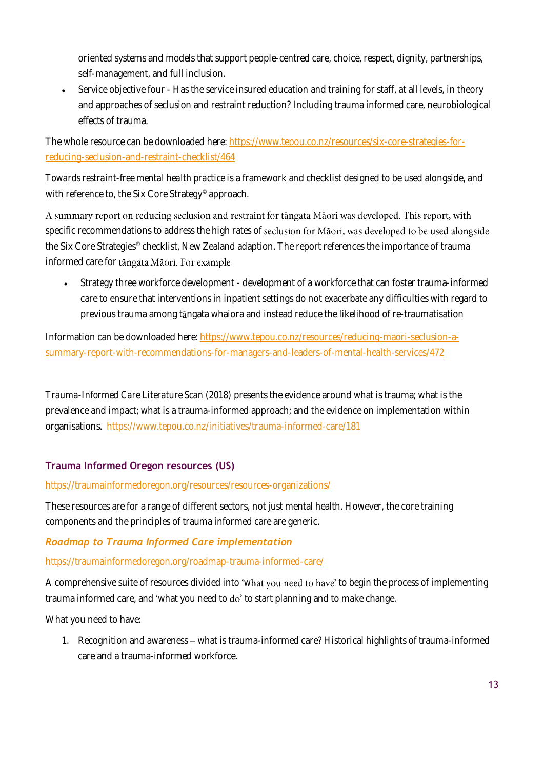oriented systems and models that support people-centred care, choice, respect, dignity, partnerships, self-management, and full inclusion.

- Service objective four - Has the service insured education and training for staff, at all levels, in theory and approaches of seclusion and restraint reduction? Including trauma informed care, neurobiological effects of trauma.

The whole resource can be downloaded here: https://www.tepou.co.nz/resources/six-core-strategies-for-reducing-seclusion-and-restraint-checklist/464

*Towards restraint-free mental health practice* is a framework and checklist designed to be used alongside, and with reference to, the Six Core Strategy© approach.

A summary report on reducing seclusion and restraint for tāngata Māori was developed. This report, with specific recommendations to address the high rates of seclusion for Māori, was developed to be used alongside the Six Core Strategies© checklist, New Zealand adaption. The report references the importance of trauma informed care for tāngata Māori. For example

- Strategy three workforce development - development of a workforce that can foster trauma-informed care to ensure that interventions in inpatient settings do not exacerbate any difficulties with regard to previous trauma among tāngata whaiora and instead reduce the likelihood of re-traumatisation

Information can be downloaded here: https://www.tepou.co.nz/resources/reducing-maori-seclusion-a-summary-report-with-recommendations-for-managers-and-leaders-of-mental-health-services/472

*Trauma-Informed Care Literature Scan* (2018) presents the evidence around what is trauma; what is the prevalence and impact; what is a trauma-informed approach; and the evidence on implementation within organisations. https://www.tepou.co.nz/initiatives/trauma-informed-care/181

## Trauma Informed Oregon resources (US)

https://traumainformedoregon.org/resources/resources-organizations/

These resources are for a range of different sectors, not just mental health. However, the core training components and the principles of trauma informed care are generic.

### *Roadmap to Trauma Informed Care implementation*

https://traumainformedoregon.org/roadmap-trauma-informed-care/

A comprehensive suite of resources divided into 'what you need to have' to begin the process of implementing trauma informed care, and 'what you need to do' to start planning and to make change.

What you need to have:

1. Recognition and awareness – what is trauma-informed care? Historical highlights of trauma-informed care and a trauma-informed workforce.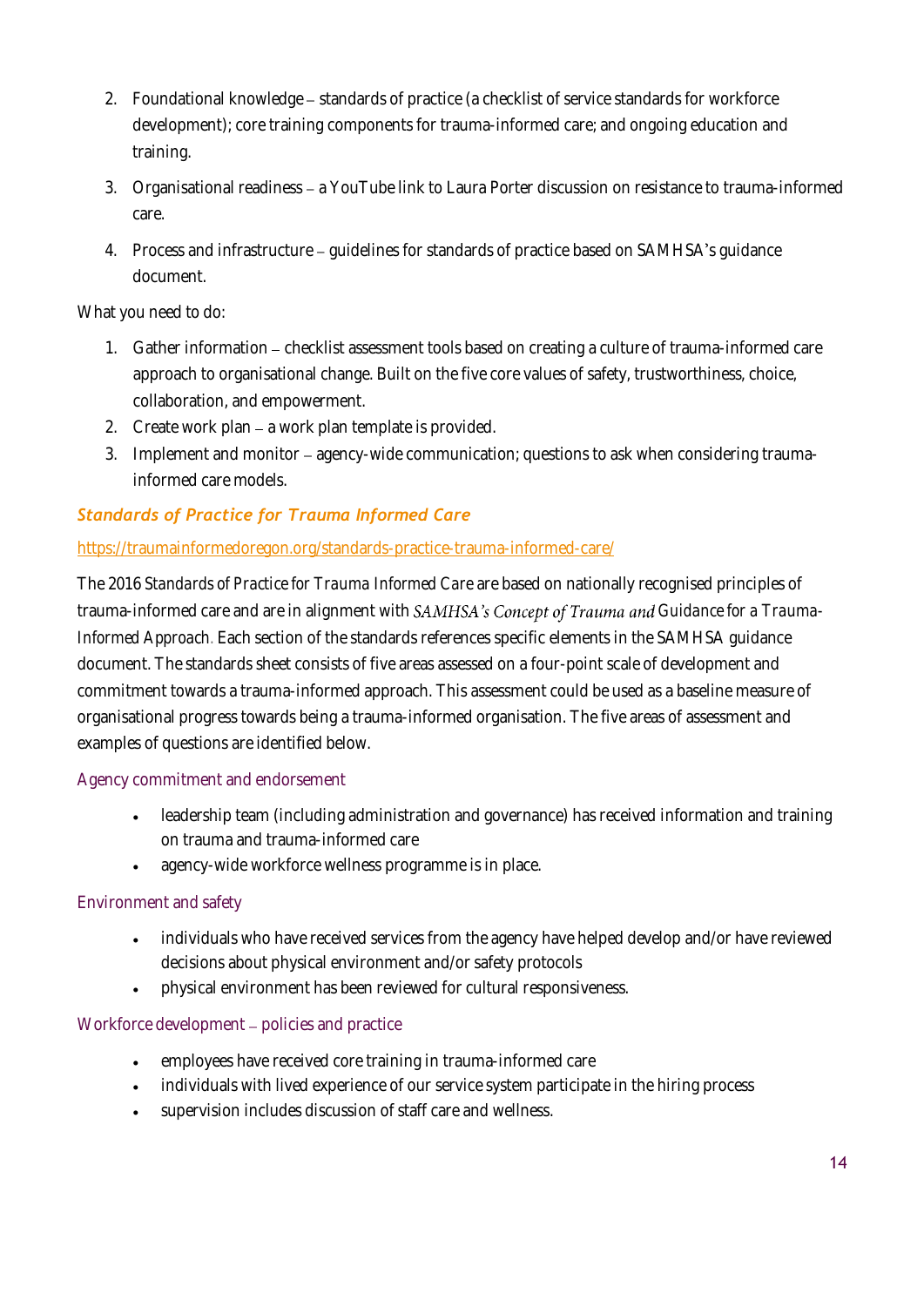2. Foundational knowledge – standards of practice (a checklist of service standards for workforce development); core training components for trauma-informed care; and ongoing education and training.
3. Organisational readiness – a YouTube link to Laura Porter discussion on resistance to trauma-informed care.
4. Process and infrastructure – guidelines for standards of practice based on SAMHSA's guidance document.

What you need to do:

1. Gather information – checklist assessment tools based on creating a culture of trauma-informed care approach to organisational change. Built on the five core values of safety, trustworthiness, choice, collaboration, and empowerment.
2. Create work plan – a work plan template is provided.
3. Implement and monitor – agency-wide communication; questions to ask when considering trauma-informed care models.

### *Standards of Practice for Trauma Informed Care*

https://traumainformedoregon.org/standards-practice-trauma-informed-care/

The 2016 *Standards of Practice for Trauma Informed Care* are based on nationally recognised principles of trauma-informed care and are in alignment with *SAMHSA's Concept of Trauma and Guidance for a Trauma-Informed Approach*. Each section of the standards references specific elements in the SAMHSA guidance document. The standards sheet consists of five areas assessed on a four-point scale of development and commitment towards a trauma-informed approach. This assessment could be used as a baseline measure of organisational progress towards being a trauma-informed organisation. The five areas of assessment and examples of questions are identified below.

#### Agency commitment and endorsement

- leadership team (including administration and governance) has received information and training on trauma and trauma-informed care
- agency-wide workforce wellness programme is in place.

#### Environment and safety

- individuals who have received services from the agency have helped develop and/or have reviewed decisions about physical environment and/or safety protocols
- physical environment has been reviewed for cultural responsiveness.

#### Workforce development – policies and practice

- employees have received core training in trauma-informed care
- individuals with lived experience of our service system participate in the hiring process
- supervision includes discussion of staff care and wellness.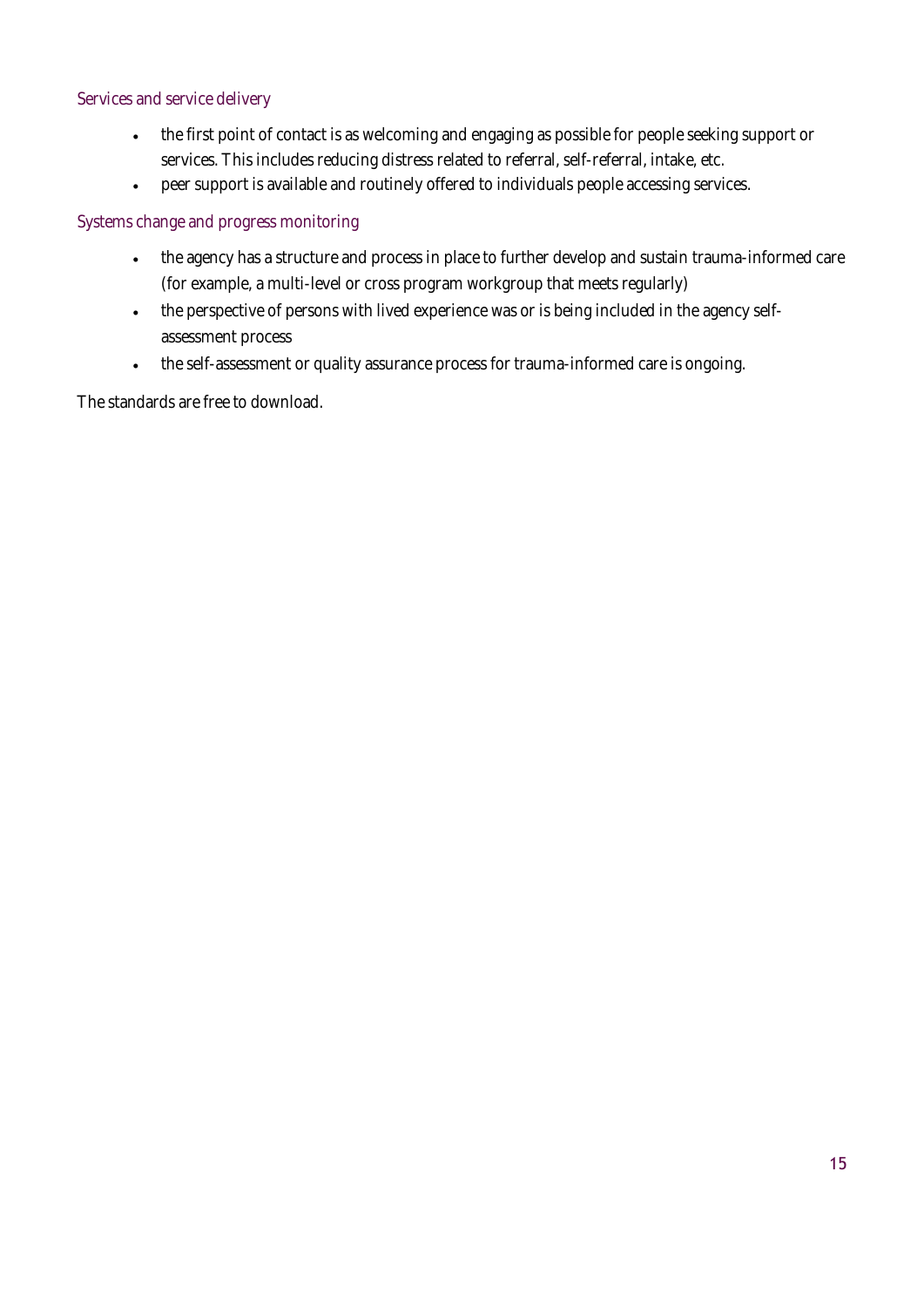### Services and service delivery

- the first point of contact is as welcoming and engaging as possible for people seeking support or services. This includes reducing distress related to referral, self-referral, intake, etc.
- peer support is available and routinely offered to individuals people accessing services.

### Systems change and progress monitoring

- the agency has a structure and process in place to further develop and sustain trauma-informed care (for example, a multi-level or cross program workgroup that meets regularly)
- the perspective of persons with lived experience was or is being included in the agency self-assessment process
- the self-assessment or quality assurance process for trauma-informed care is ongoing.

The standards are free to download.